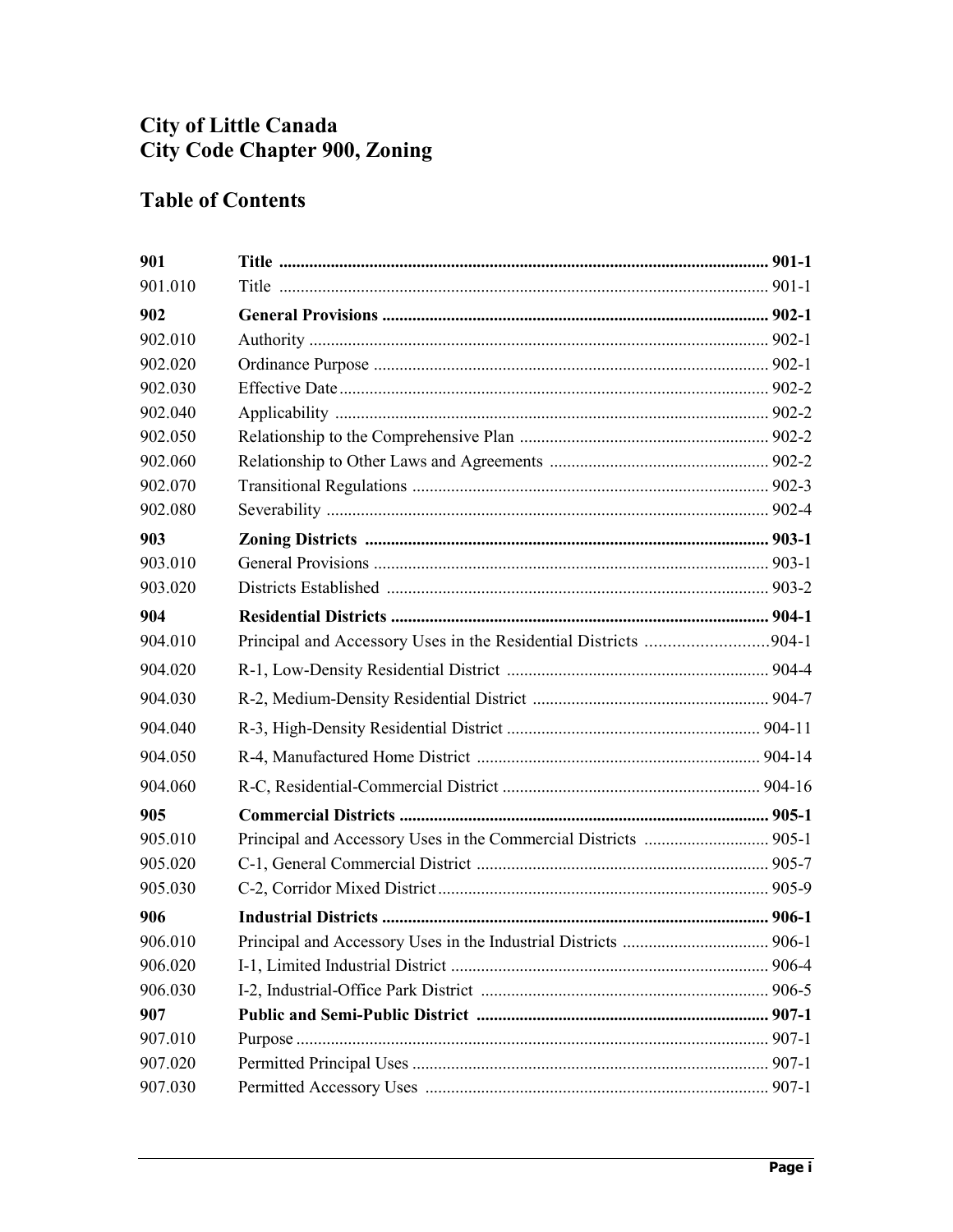# City of Little Canada
# City Code Chapter 900, Zoning

## Table of Contents

| | | |
|---|---|---|
| **901** | **Title** | **901-1** |
| 901.010 | Title | 901-1 |
| **902** | **General Provisions** | **902-1** |
| 902.010 | Authority | 902-1 |
| 902.020 | Ordinance Purpose | 902-1 |
| 902.030 | Effective Date | 902-2 |
| 902.040 | Applicability | 902-2 |
| 902.050 | Relationship to the Comprehensive Plan | 902-2 |
| 902.060 | Relationship to Other Laws and Agreements | 902-2 |
| 902.070 | Transitional Regulations | 902-3 |
| 902.080 | Severability | 902-4 |
| **903** | **Zoning Districts** | **903-1** |
| 903.010 | General Provisions | 903-1 |
| 903.020 | Districts Established | 903-2 |
| **904** | **Residential Districts** | **904-1** |
| 904.010 | Principal and Accessory Uses in the Residential Districts | 904-1 |
| 904.020 | R-1, Low-Density Residential District | 904-4 |
| 904.030 | R-2, Medium-Density Residential District | 904-7 |
| 904.040 | R-3, High-Density Residential District | 904-11 |
| 904.050 | R-4, Manufactured Home District | 904-14 |
| 904.060 | R-C, Residential-Commercial District | 904-16 |
| **905** | **Commercial Districts** | **905-1** |
| 905.010 | Principal and Accessory Uses in the Commercial Districts | 905-1 |
| 905.020 | C-1, General Commercial District | 905-7 |
| 905.030 | C-2, Corridor Mixed District | 905-9 |
| **906** | **Industrial Districts** | **906-1** |
| 906.010 | Principal and Accessory Uses in the Industrial Districts | 906-1 |
| 906.020 | I-1, Limited Industrial District | 906-4 |
| 906.030 | I-2, Industrial-Office Park District | 906-5 |
| **907** | **Public and Semi-Public District** | **907-1** |
| 907.010 | Purpose | 907-1 |
| 907.020 | Permitted Principal Uses | 907-1 |
| 907.030 | Permitted Accessory Uses | 907-1 |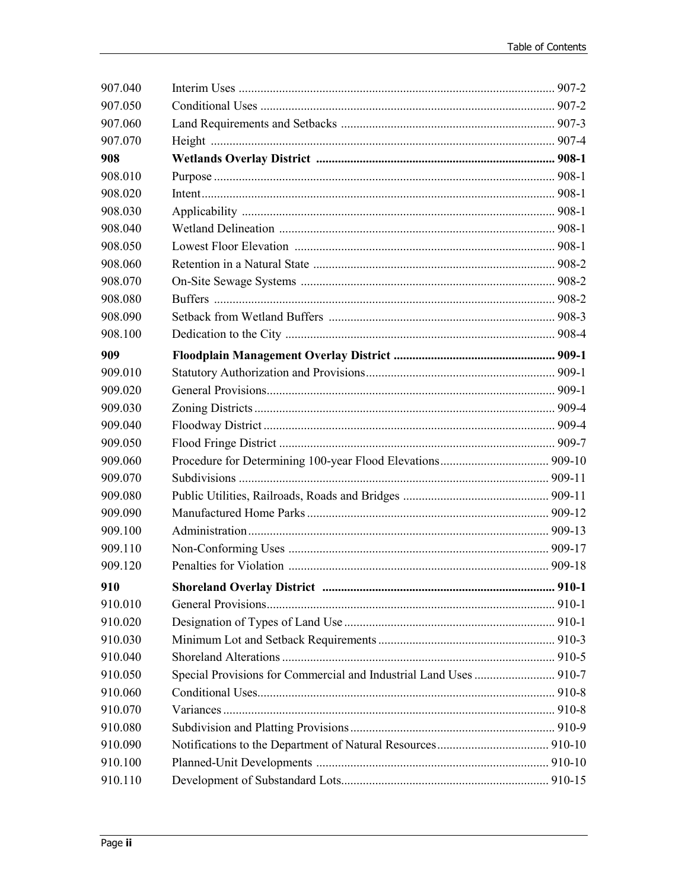| | | |
|---|---|---|
| 907.040 | Interim Uses | 907-2 |
| 907.050 | Conditional Uses | 907-2 |
| 907.060 | Land Requirements and Setbacks | 907-3 |
| 907.070 | Height | 907-4 |
| **908** | **Wetlands Overlay District** | **908-1** |
| 908.010 | Purpose | 908-1 |
| 908.020 | Intent | 908-1 |
| 908.030 | Applicability | 908-1 |
| 908.040 | Wetland Delineation | 908-1 |
| 908.050 | Lowest Floor Elevation | 908-1 |
| 908.060 | Retention in a Natural State | 908-2 |
| 908.070 | On-Site Sewage Systems | 908-2 |
| 908.080 | Buffers | 908-2 |
| 908.090 | Setback from Wetland Buffers | 908-3 |
| 908.100 | Dedication to the City | 908-4 |
| **909** | **Floodplain Management Overlay District** | **909-1** |
| 909.010 | Statutory Authorization and Provisions | 909-1 |
| 909.020 | General Provisions | 909-1 |
| 909.030 | Zoning Districts | 909-4 |
| 909.040 | Floodway District | 909-4 |
| 909.050 | Flood Fringe District | 909-7 |
| 909.060 | Procedure for Determining 100-year Flood Elevations | 909-10 |
| 909.070 | Subdivisions | 909-11 |
| 909.080 | Public Utilities, Railroads, Roads and Bridges | 909-11 |
| 909.090 | Manufactured Home Parks | 909-12 |
| 909.100 | Administration | 909-13 |
| 909.110 | Non-Conforming Uses | 909-17 |
| 909.120 | Penalties for Violation | 909-18 |
| **910** | **Shoreland Overlay District** | **910-1** |
| 910.010 | General Provisions | 910-1 |
| 910.020 | Designation of Types of Land Use | 910-1 |
| 910.030 | Minimum Lot and Setback Requirements | 910-3 |
| 910.040 | Shoreland Alterations | 910-5 |
| 910.050 | Special Provisions for Commercial and Industrial Land Uses | 910-7 |
| 910.060 | Conditional Uses | 910-8 |
| 910.070 | Variances | 910-8 |
| 910.080 | Subdivision and Platting Provisions | 910-9 |
| 910.090 | Notifications to the Department of Natural Resources | 910-10 |
| 910.100 | Planned-Unit Developments | 910-10 |
| 910.110 | Development of Substandard Lots | 910-15 |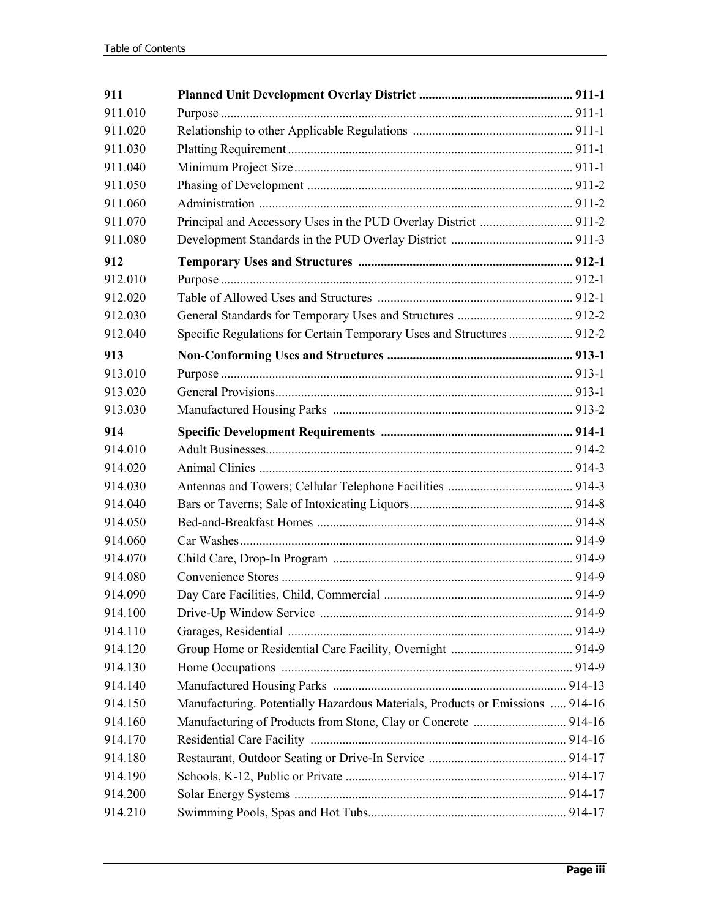| | | |
|---|---|---|
| **911** | **Planned Unit Development Overlay District** | **911-1** |
| 911.010 | Purpose | 911-1 |
| 911.020 | Relationship to other Applicable Regulations | 911-1 |
| 911.030 | Platting Requirement | 911-1 |
| 911.040 | Minimum Project Size | 911-1 |
| 911.050 | Phasing of Development | 911-2 |
| 911.060 | Administration | 911-2 |
| 911.070 | Principal and Accessory Uses in the PUD Overlay District | 911-2 |
| 911.080 | Development Standards in the PUD Overlay District | 911-3 |
| **912** | **Temporary Uses and Structures** | **912-1** |
| 912.010 | Purpose | 912-1 |
| 912.020 | Table of Allowed Uses and Structures | 912-1 |
| 912.030 | General Standards for Temporary Uses and Structures | 912-2 |
| 912.040 | Specific Regulations for Certain Temporary Uses and Structures | 912-2 |
| **913** | **Non-Conforming Uses and Structures** | **913-1** |
| 913.010 | Purpose | 913-1 |
| 913.020 | General Provisions | 913-1 |
| 913.030 | Manufactured Housing Parks | 913-2 |
| **914** | **Specific Development Requirements** | **914-1** |
| 914.010 | Adult Businesses | 914-2 |
| 914.020 | Animal Clinics | 914-3 |
| 914.030 | Antennas and Towers; Cellular Telephone Facilities | 914-3 |
| 914.040 | Bars or Taverns; Sale of Intoxicating Liquors | 914-8 |
| 914.050 | Bed-and-Breakfast Homes | 914-8 |
| 914.060 | Car Washes | 914-9 |
| 914.070 | Child Care, Drop-In Program | 914-9 |
| 914.080 | Convenience Stores | 914-9 |
| 914.090 | Day Care Facilities, Child, Commercial | 914-9 |
| 914.100 | Drive-Up Window Service | 914-9 |
| 914.110 | Garages, Residential | 914-9 |
| 914.120 | Group Home or Residential Care Facility, Overnight | 914-9 |
| 914.130 | Home Occupations | 914-9 |
| 914.140 | Manufactured Housing Parks | 914-13 |
| 914.150 | Manufacturing. Potentially Hazardous Materials, Products or Emissions | 914-16 |
| 914.160 | Manufacturing of Products from Stone, Clay or Concrete | 914-16 |
| 914.170 | Residential Care Facility | 914-16 |
| 914.180 | Restaurant, Outdoor Seating or Drive-In Service | 914-17 |
| 914.190 | Schools, K-12, Public or Private | 914-17 |
| 914.200 | Solar Energy Systems | 914-17 |
| 914.210 | Swimming Pools, Spas and Hot Tubs | 914-17 |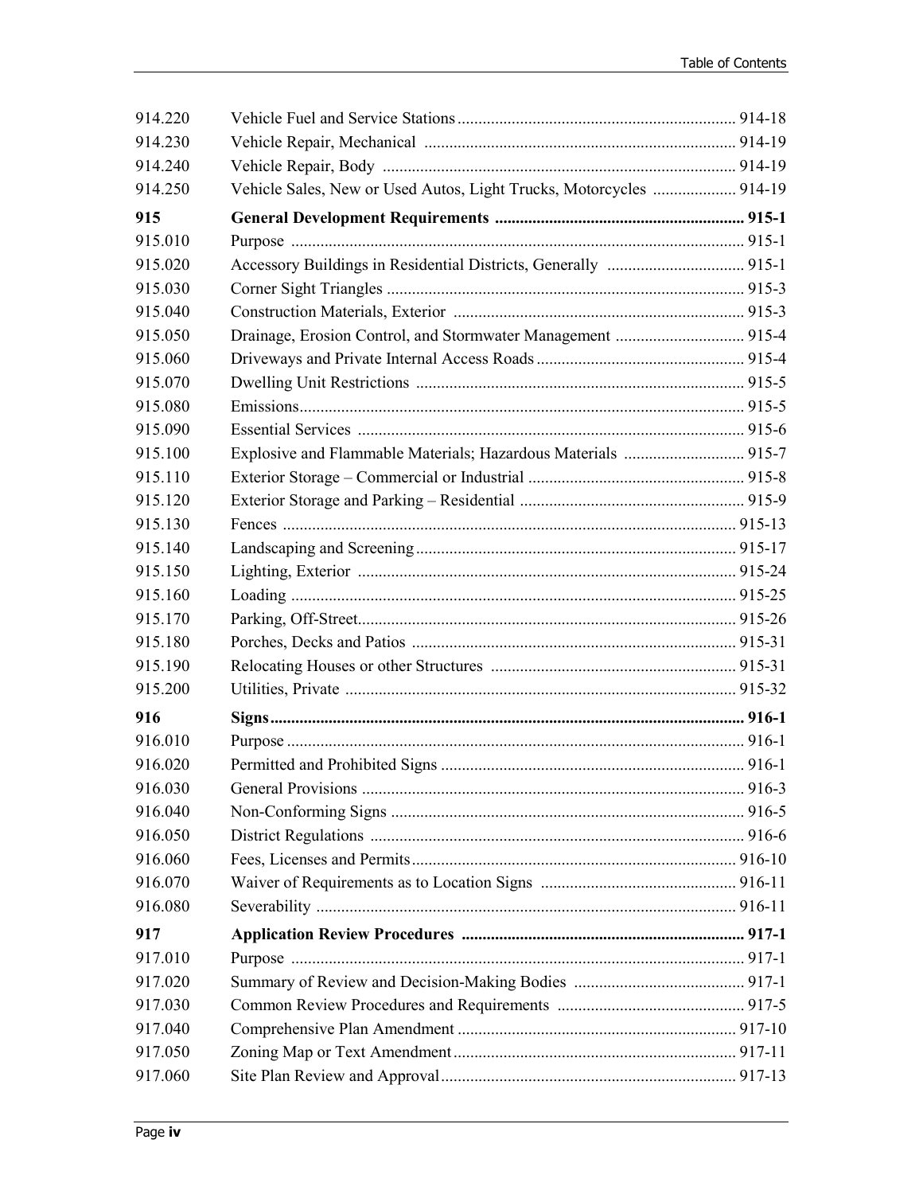| | | |
|---|---|---|
| 914.220 | Vehicle Fuel and Service Stations | 914-18 |
| 914.230 | Vehicle Repair, Mechanical | 914-19 |
| 914.240 | Vehicle Repair, Body | 914-19 |
| 914.250 | Vehicle Sales, New or Used Autos, Light Trucks, Motorcycles | 914-19 |
| **915** | **General Development Requirements** | **915-1** |
| 915.010 | Purpose | 915-1 |
| 915.020 | Accessory Buildings in Residential Districts, Generally | 915-1 |
| 915.030 | Corner Sight Triangles | 915-3 |
| 915.040 | Construction Materials, Exterior | 915-3 |
| 915.050 | Drainage, Erosion Control, and Stormwater Management | 915-4 |
| 915.060 | Driveways and Private Internal Access Roads | 915-4 |
| 915.070 | Dwelling Unit Restrictions | 915-5 |
| 915.080 | Emissions | 915-5 |
| 915.090 | Essential Services | 915-6 |
| 915.100 | Explosive and Flammable Materials; Hazardous Materials | 915-7 |
| 915.110 | Exterior Storage – Commercial or Industrial | 915-8 |
| 915.120 | Exterior Storage and Parking – Residential | 915-9 |
| 915.130 | Fences | 915-13 |
| 915.140 | Landscaping and Screening | 915-17 |
| 915.150 | Lighting, Exterior | 915-24 |
| 915.160 | Loading | 915-25 |
| 915.170 | Parking, Off-Street | 915-26 |
| 915.180 | Porches, Decks and Patios | 915-31 |
| 915.190 | Relocating Houses or other Structures | 915-31 |
| 915.200 | Utilities, Private | 915-32 |
| **916** | **Signs** | **916-1** |
| 916.010 | Purpose | 916-1 |
| 916.020 | Permitted and Prohibited Signs | 916-1 |
| 916.030 | General Provisions | 916-3 |
| 916.040 | Non-Conforming Signs | 916-5 |
| 916.050 | District Regulations | 916-6 |
| 916.060 | Fees, Licenses and Permits | 916-10 |
| 916.070 | Waiver of Requirements as to Location Signs | 916-11 |
| 916.080 | Severability | 916-11 |
| **917** | **Application Review Procedures** | **917-1** |
| 917.010 | Purpose | 917-1 |
| 917.020 | Summary of Review and Decision-Making Bodies | 917-1 |
| 917.030 | Common Review Procedures and Requirements | 917-5 |
| 917.040 | Comprehensive Plan Amendment | 917-10 |
| 917.050 | Zoning Map or Text Amendment | 917-11 |
| 917.060 | Site Plan Review and Approval | 917-13 |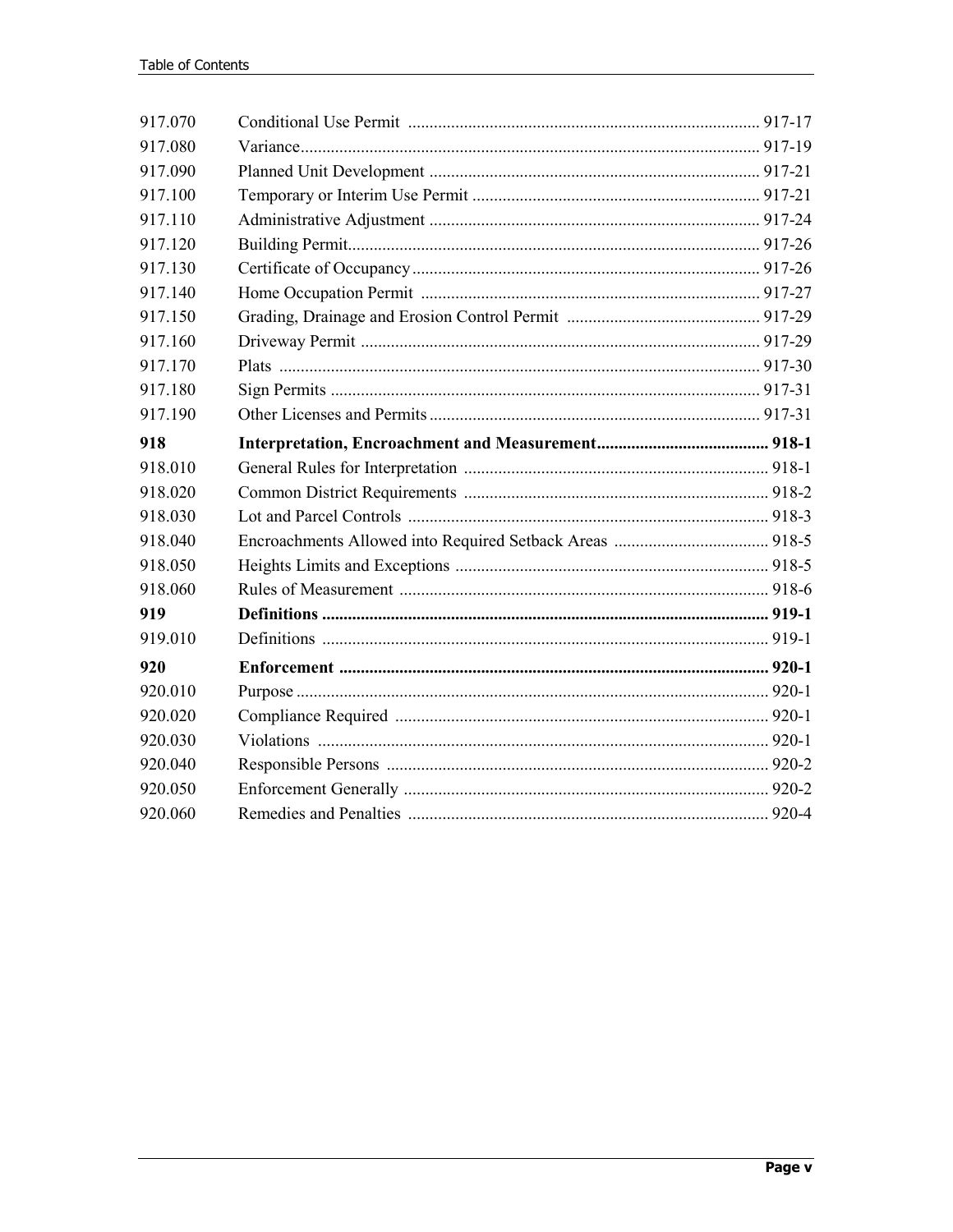| | | |
|---|---|---|
| 917.070 | Conditional Use Permit | 917-17 |
| 917.080 | Variance | 917-19 |
| 917.090 | Planned Unit Development | 917-21 |
| 917.100 | Temporary or Interim Use Permit | 917-21 |
| 917.110 | Administrative Adjustment | 917-24 |
| 917.120 | Building Permit | 917-26 |
| 917.130 | Certificate of Occupancy | 917-26 |
| 917.140 | Home Occupation Permit | 917-27 |
| 917.150 | Grading, Drainage and Erosion Control Permit | 917-29 |
| 917.160 | Driveway Permit | 917-29 |
| 917.170 | Plats | 917-30 |
| 917.180 | Sign Permits | 917-31 |
| 917.190 | Other Licenses and Permits | 917-31 |
| **918** | **Interpretation, Encroachment and Measurement** | **918-1** |
| 918.010 | General Rules for Interpretation | 918-1 |
| 918.020 | Common District Requirements | 918-2 |
| 918.030 | Lot and Parcel Controls | 918-3 |
| 918.040 | Encroachments Allowed into Required Setback Areas | 918-5 |
| 918.050 | Heights Limits and Exceptions | 918-5 |
| 918.060 | Rules of Measurement | 918-6 |
| **919** | **Definitions** | **919-1** |
| 919.010 | Definitions | 919-1 |
| **920** | **Enforcement** | **920-1** |
| 920.010 | Purpose | 920-1 |
| 920.020 | Compliance Required | 920-1 |
| 920.030 | Violations | 920-1 |
| 920.040 | Responsible Persons | 920-2 |
| 920.050 | Enforcement Generally | 920-2 |
| 920.060 | Remedies and Penalties | 920-4 |